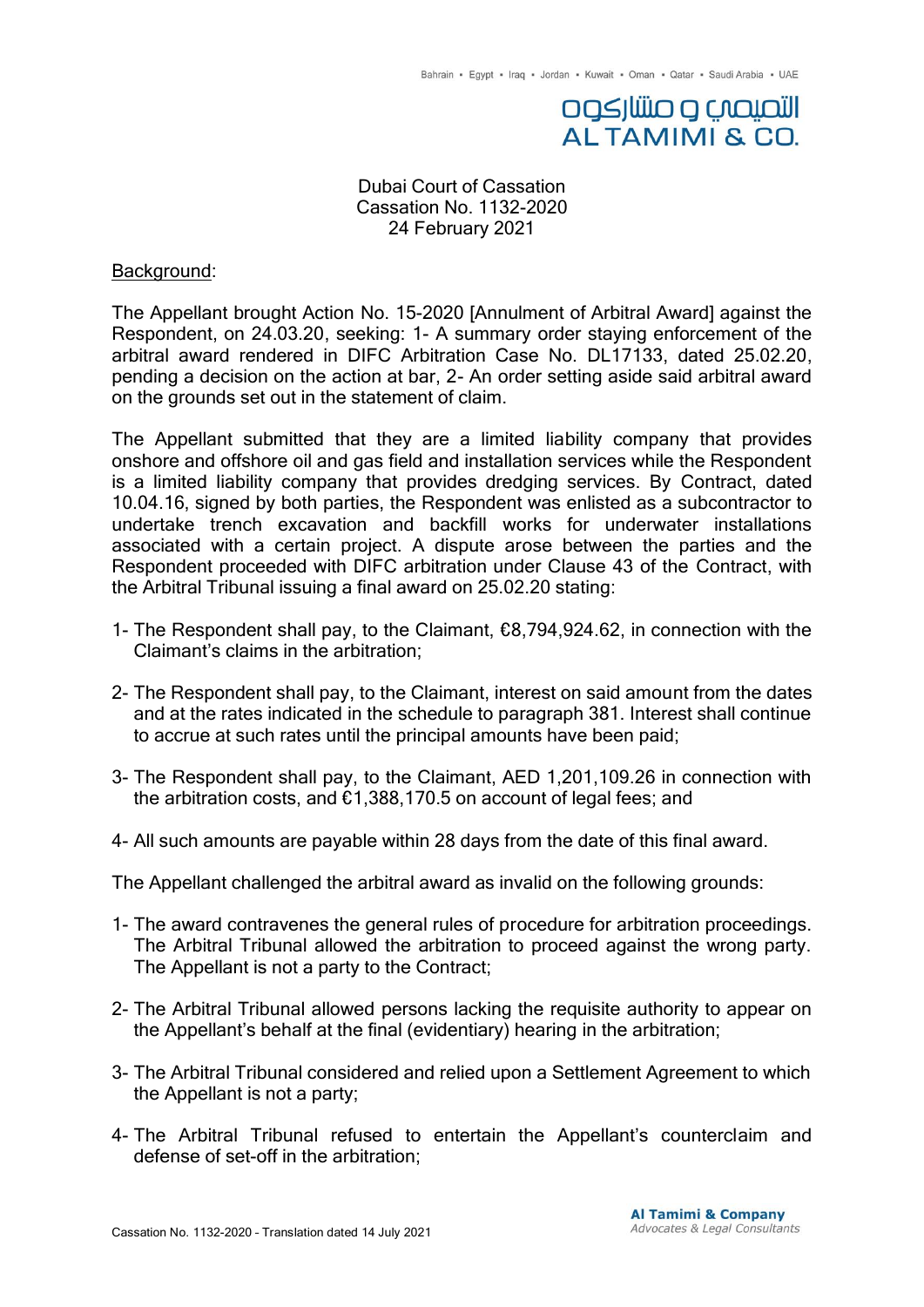Dubai Court of Cassation
Cassation No. 1132-2020
24 February 2021

Background:

The Appellant brought Action No. 15-2020 [Annulment of Arbitral Award] against the Respondent, on 24.03.20, seeking: 1- A summary order staying enforcement of the arbitral award rendered in DIFC Arbitration Case No. DL17133, dated 25.02.20, pending a decision on the action at bar, 2- An order setting aside said arbitral award on the grounds set out in the statement of claim.

The Appellant submitted that they are a limited liability company that provides onshore and offshore oil and gas field and installation services while the Respondent is a limited liability company that provides dredging services. By Contract, dated 10.04.16, signed by both parties, the Respondent was enlisted as a subcontractor to undertake trench excavation and backfill works for underwater installations associated with a certain project. A dispute arose between the parties and the Respondent proceeded with DIFC arbitration under Clause 43 of the Contract, with the Arbitral Tribunal issuing a final award on 25.02.20 stating:

1- The Respondent shall pay, to the Claimant, €8,794,924.62, in connection with the Claimant's claims in the arbitration;

2- The Respondent shall pay, to the Claimant, interest on said amount from the dates and at the rates indicated in the schedule to paragraph 381. Interest shall continue to accrue at such rates until the principal amounts have been paid;

3- The Respondent shall pay, to the Claimant, AED 1,201,109.26 in connection with the arbitration costs, and €1,388,170.5 on account of legal fees; and

4- All such amounts are payable within 28 days from the date of this final award.

The Appellant challenged the arbitral award as invalid on the following grounds:

1- The award contravenes the general rules of procedure for arbitration proceedings. The Arbitral Tribunal allowed the arbitration to proceed against the wrong party. The Appellant is not a party to the Contract;

2- The Arbitral Tribunal allowed persons lacking the requisite authority to appear on the Appellant's behalf at the final (evidentiary) hearing in the arbitration;

3- The Arbitral Tribunal considered and relied upon a Settlement Agreement to which the Appellant is not a party;

4- The Arbitral Tribunal refused to entertain the Appellant's counterclaim and defense of set-off in the arbitration;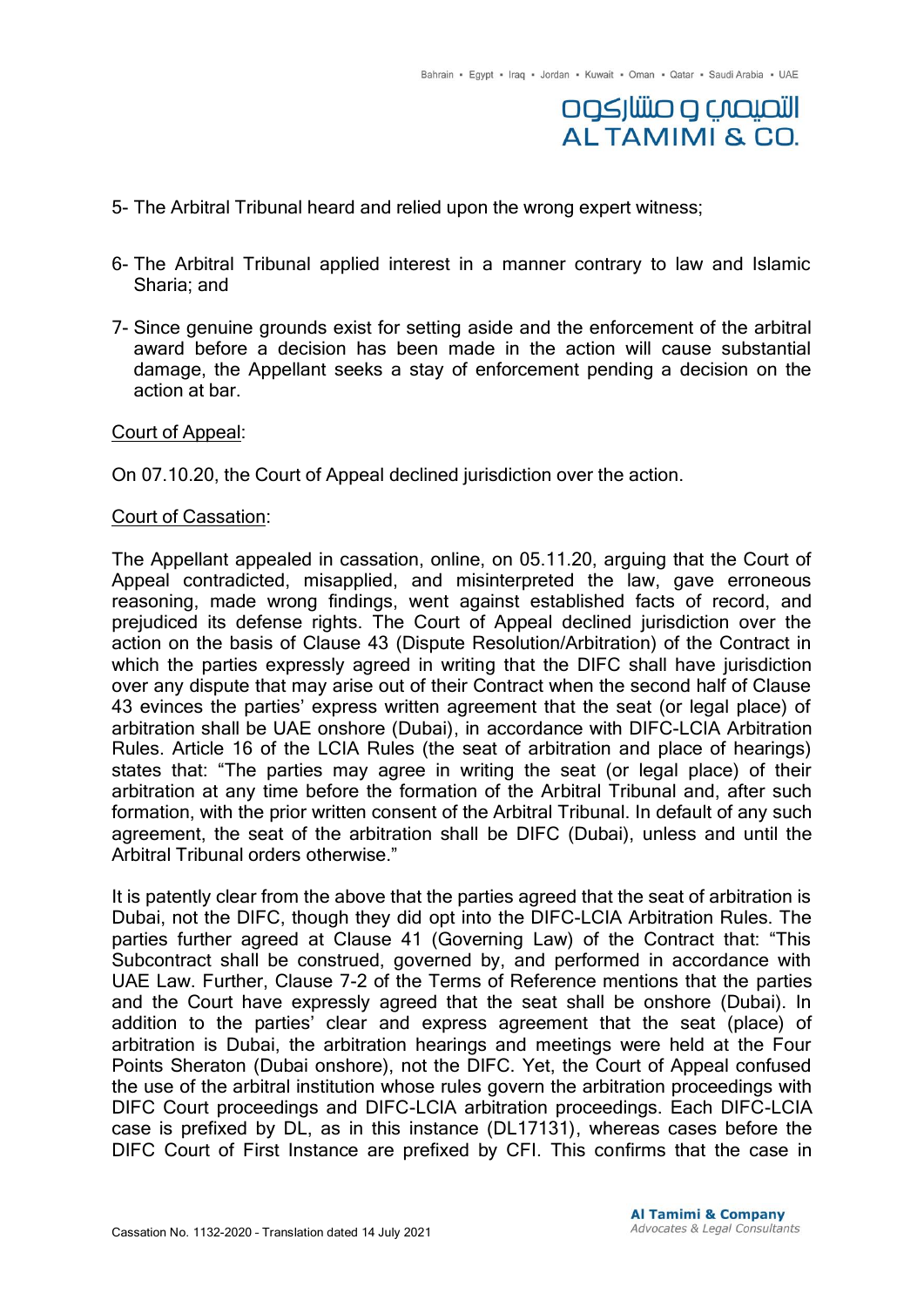5- The Arbitral Tribunal heard and relied upon the wrong expert witness;

6- The Arbitral Tribunal applied interest in a manner contrary to law and Islamic Sharia; and

7- Since genuine grounds exist for setting aside and the enforcement of the arbitral award before a decision has been made in the action will cause substantial damage, the Appellant seeks a stay of enforcement pending a decision on the action at bar.

<u>Court of Appeal</u>:

On 07.10.20, the Court of Appeal declined jurisdiction over the action.

<u>Court of Cassation</u>:

The Appellant appealed in cassation, online, on 05.11.20, arguing that the Court of Appeal contradicted, misapplied, and misinterpreted the law, gave erroneous reasoning, made wrong findings, went against established facts of record, and prejudiced its defense rights. The Court of Appeal declined jurisdiction over the action on the basis of Clause 43 (Dispute Resolution/Arbitration) of the Contract in which the parties expressly agreed in writing that the DIFC shall have jurisdiction over any dispute that may arise out of their Contract when the second half of Clause 43 evinces the parties' express written agreement that the seat (or legal place) of arbitration shall be UAE onshore (Dubai), in accordance with DIFC-LCIA Arbitration Rules. Article 16 of the LCIA Rules (the seat of arbitration and place of hearings) states that: "The parties may agree in writing the seat (or legal place) of their arbitration at any time before the formation of the Arbitral Tribunal and, after such formation, with the prior written consent of the Arbitral Tribunal. In default of any such agreement, the seat of the arbitration shall be DIFC (Dubai), unless and until the Arbitral Tribunal orders otherwise."

It is patently clear from the above that the parties agreed that the seat of arbitration is Dubai, not the DIFC, though they did opt into the DIFC-LCIA Arbitration Rules. The parties further agreed at Clause 41 (Governing Law) of the Contract that: "This Subcontract shall be construed, governed by, and performed in accordance with UAE Law. Further, Clause 7-2 of the Terms of Reference mentions that the parties and the Court have expressly agreed that the seat shall be onshore (Dubai). In addition to the parties' clear and express agreement that the seat (place) of arbitration is Dubai, the arbitration hearings and meetings were held at the Four Points Sheraton (Dubai onshore), not the DIFC. Yet, the Court of Appeal confused the use of the arbitral institution whose rules govern the arbitration proceedings with DIFC Court proceedings and DIFC-LCIA arbitration proceedings. Each DIFC-LCIA case is prefixed by DL, as in this instance (DL17131), whereas cases before the DIFC Court of First Instance are prefixed by CFI. This confirms that the case in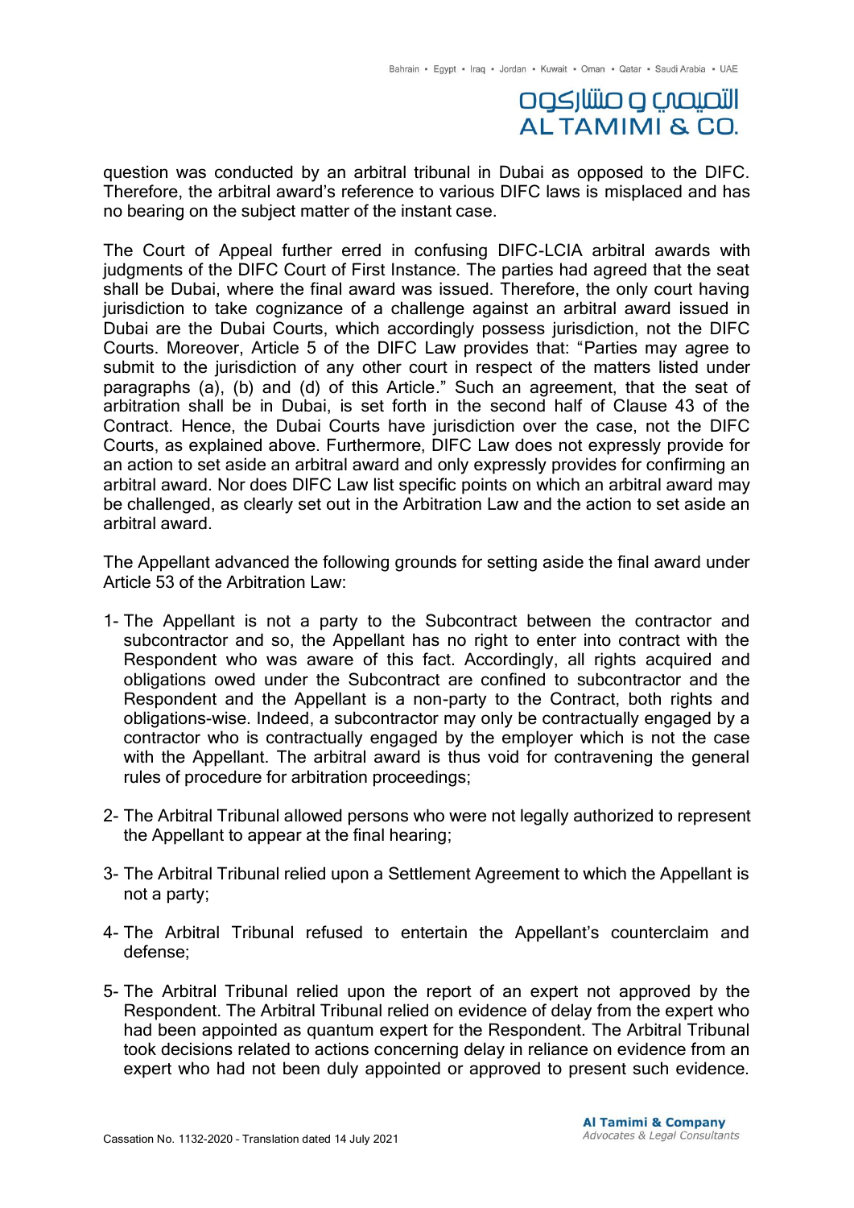question was conducted by an arbitral tribunal in Dubai as opposed to the DIFC. Therefore, the arbitral award's reference to various DIFC laws is misplaced and has no bearing on the subject matter of the instant case.

The Court of Appeal further erred in confusing DIFC-LCIA arbitral awards with judgments of the DIFC Court of First Instance. The parties had agreed that the seat shall be Dubai, where the final award was issued. Therefore, the only court having jurisdiction to take cognizance of a challenge against an arbitral award issued in Dubai are the Dubai Courts, which accordingly possess jurisdiction, not the DIFC Courts. Moreover, Article 5 of the DIFC Law provides that: "Parties may agree to submit to the jurisdiction of any other court in respect of the matters listed under paragraphs (a), (b) and (d) of this Article." Such an agreement, that the seat of arbitration shall be in Dubai, is set forth in the second half of Clause 43 of the Contract. Hence, the Dubai Courts have jurisdiction over the case, not the DIFC Courts, as explained above. Furthermore, DIFC Law does not expressly provide for an action to set aside an arbitral award and only expressly provides for confirming an arbitral award. Nor does DIFC Law list specific points on which an arbitral award may be challenged, as clearly set out in the Arbitration Law and the action to set aside an arbitral award.

The Appellant advanced the following grounds for setting aside the final award under Article 53 of the Arbitration Law:

1- The Appellant is not a party to the Subcontract between the contractor and subcontractor and so, the Appellant has no right to enter into contract with the Respondent who was aware of this fact. Accordingly, all rights acquired and obligations owed under the Subcontract are confined to subcontractor and the Respondent and the Appellant is a non-party to the Contract, both rights and obligations-wise. Indeed, a subcontractor may only be contractually engaged by a contractor who is contractually engaged by the employer which is not the case with the Appellant. The arbitral award is thus void for contravening the general rules of procedure for arbitration proceedings;

2- The Arbitral Tribunal allowed persons who were not legally authorized to represent the Appellant to appear at the final hearing;

3- The Arbitral Tribunal relied upon a Settlement Agreement to which the Appellant is not a party;

4- The Arbitral Tribunal refused to entertain the Appellant's counterclaim and defense;

5- The Arbitral Tribunal relied upon the report of an expert not approved by the Respondent. The Arbitral Tribunal relied on evidence of delay from the expert who had been appointed as quantum expert for the Respondent. The Arbitral Tribunal took decisions related to actions concerning delay in reliance on evidence from an expert who had not been duly appointed or approved to present such evidence.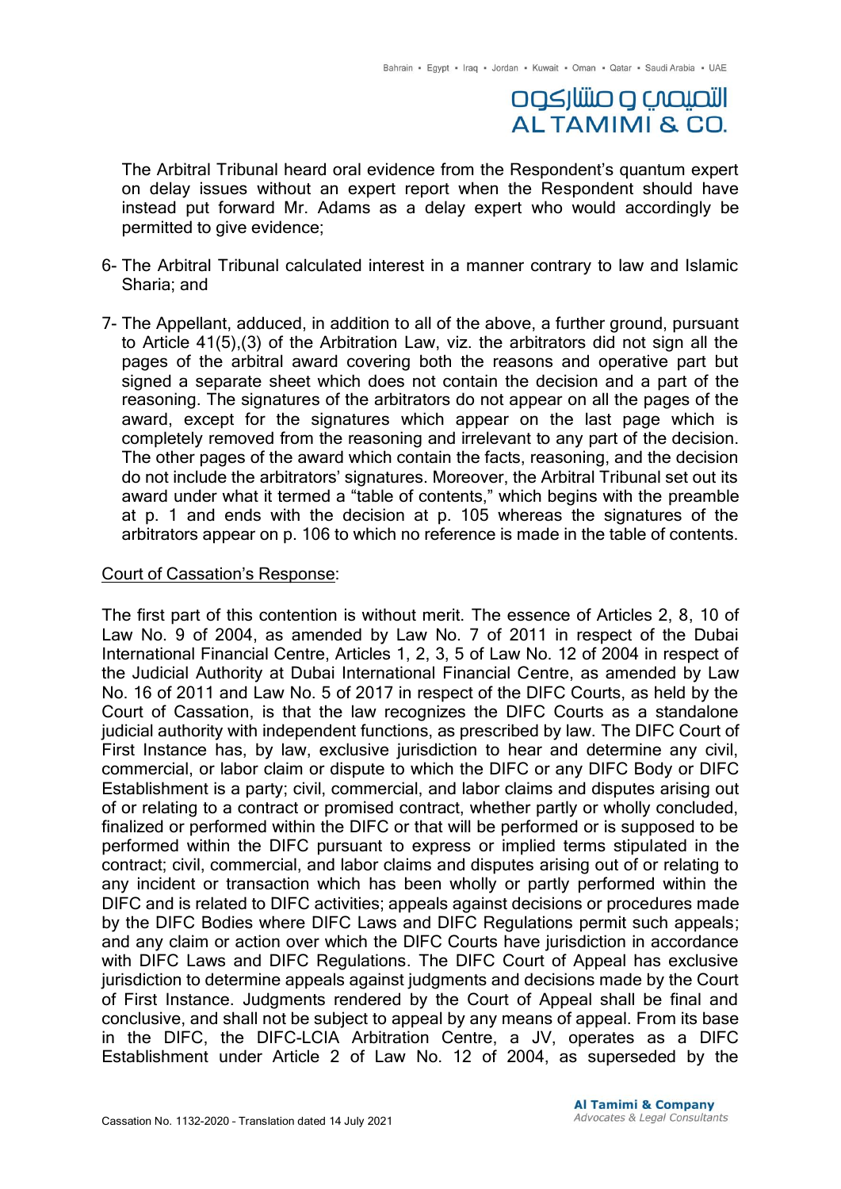The Arbitral Tribunal heard oral evidence from the Respondent's quantum expert on delay issues without an expert report when the Respondent should have instead put forward Mr. Adams as a delay expert who would accordingly be permitted to give evidence;

6- The Arbitral Tribunal calculated interest in a manner contrary to law and Islamic Sharia; and

7- The Appellant, adduced, in addition to all of the above, a further ground, pursuant to Article 41(5),(3) of the Arbitration Law, viz. the arbitrators did not sign all the pages of the arbitral award covering both the reasons and operative part but signed a separate sheet which does not contain the decision and a part of the reasoning. The signatures of the arbitrators do not appear on all the pages of the award, except for the signatures which appear on the last page which is completely removed from the reasoning and irrelevant to any part of the decision. The other pages of the award which contain the facts, reasoning, and the decision do not include the arbitrators' signatures. Moreover, the Arbitral Tribunal set out its award under what it termed a "table of contents," which begins with the preamble at p. 1 and ends with the decision at p. 105 whereas the signatures of the arbitrators appear on p. 106 to which no reference is made in the table of contents.

Court of Cassation's Response:

The first part of this contention is without merit. The essence of Articles 2, 8, 10 of Law No. 9 of 2004, as amended by Law No. 7 of 2011 in respect of the Dubai International Financial Centre, Articles 1, 2, 3, 5 of Law No. 12 of 2004 in respect of the Judicial Authority at Dubai International Financial Centre, as amended by Law No. 16 of 2011 and Law No. 5 of 2017 in respect of the DIFC Courts, as held by the Court of Cassation, is that the law recognizes the DIFC Courts as a standalone judicial authority with independent functions, as prescribed by law. The DIFC Court of First Instance has, by law, exclusive jurisdiction to hear and determine any civil, commercial, or labor claim or dispute to which the DIFC or any DIFC Body or DIFC Establishment is a party; civil, commercial, and labor claims and disputes arising out of or relating to a contract or promised contract, whether partly or wholly concluded, finalized or performed within the DIFC or that will be performed or is supposed to be performed within the DIFC pursuant to express or implied terms stipulated in the contract; civil, commercial, and labor claims and disputes arising out of or relating to any incident or transaction which has been wholly or partly performed within the DIFC and is related to DIFC activities; appeals against decisions or procedures made by the DIFC Bodies where DIFC Laws and DIFC Regulations permit such appeals; and any claim or action over which the DIFC Courts have jurisdiction in accordance with DIFC Laws and DIFC Regulations. The DIFC Court of Appeal has exclusive jurisdiction to determine appeals against judgments and decisions made by the Court of First Instance. Judgments rendered by the Court of Appeal shall be final and conclusive, and shall not be subject to appeal by any means of appeal. From its base in the DIFC, the DIFC-LCIA Arbitration Centre, a JV, operates as a DIFC Establishment under Article 2 of Law No. 12 of 2004, as superseded by the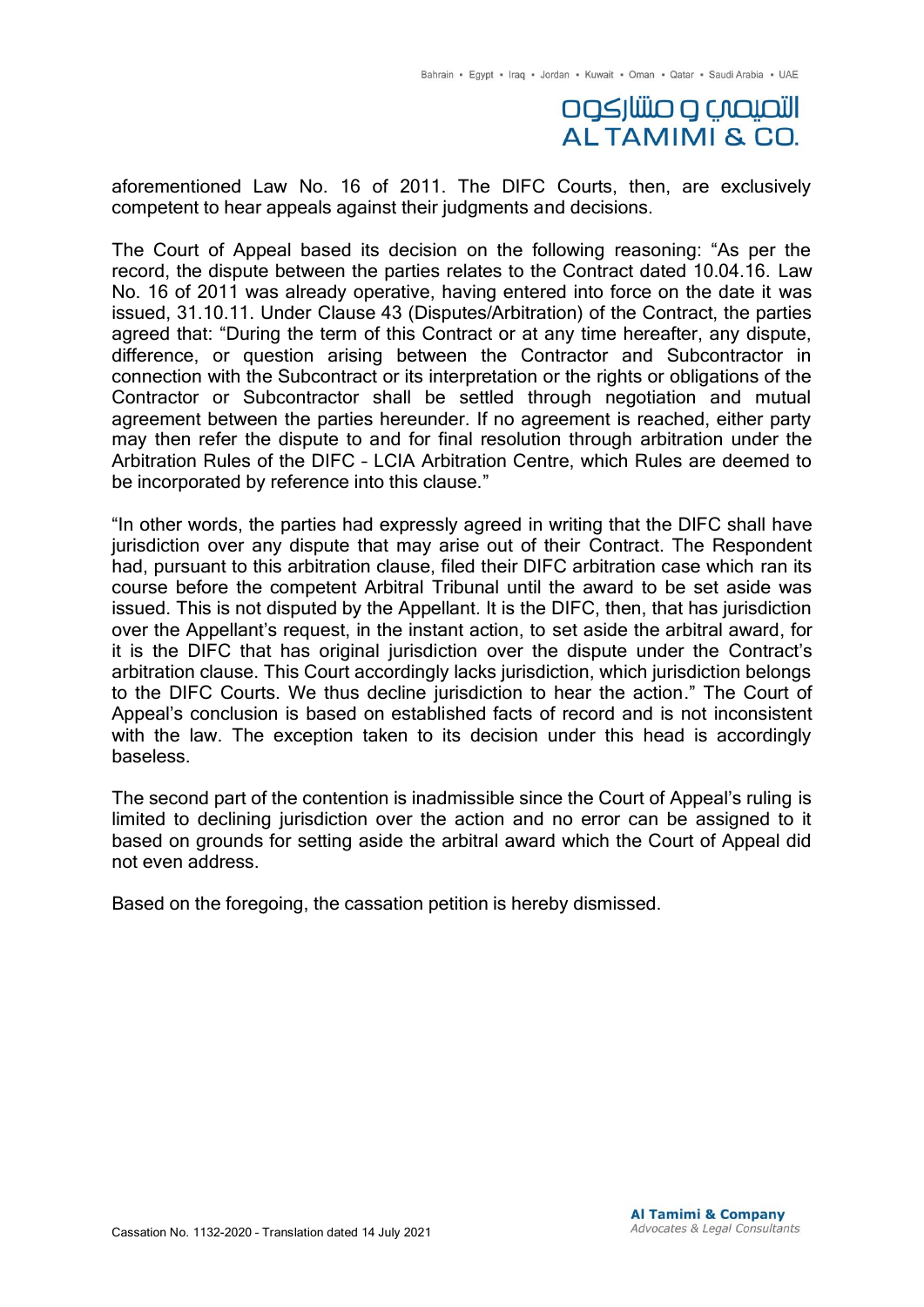aforementioned Law No. 16 of 2011. The DIFC Courts, then, are exclusively competent to hear appeals against their judgments and decisions.

The Court of Appeal based its decision on the following reasoning: "As per the record, the dispute between the parties relates to the Contract dated 10.04.16. Law No. 16 of 2011 was already operative, having entered into force on the date it was issued, 31.10.11. Under Clause 43 (Disputes/Arbitration) of the Contract, the parties agreed that: "During the term of this Contract or at any time hereafter, any dispute, difference, or question arising between the Contractor and Subcontractor in connection with the Subcontract or its interpretation or the rights or obligations of the Contractor or Subcontractor shall be settled through negotiation and mutual agreement between the parties hereunder. If no agreement is reached, either party may then refer the dispute to and for final resolution through arbitration under the Arbitration Rules of the DIFC – LCIA Arbitration Centre, which Rules are deemed to be incorporated by reference into this clause."

"In other words, the parties had expressly agreed in writing that the DIFC shall have jurisdiction over any dispute that may arise out of their Contract. The Respondent had, pursuant to this arbitration clause, filed their DIFC arbitration case which ran its course before the competent Arbitral Tribunal until the award to be set aside was issued. This is not disputed by the Appellant. It is the DIFC, then, that has jurisdiction over the Appellant's request, in the instant action, to set aside the arbitral award, for it is the DIFC that has original jurisdiction over the dispute under the Contract's arbitration clause. This Court accordingly lacks jurisdiction, which jurisdiction belongs to the DIFC Courts. We thus decline jurisdiction to hear the action." The Court of Appeal's conclusion is based on established facts of record and is not inconsistent with the law. The exception taken to its decision under this head is accordingly baseless.

The second part of the contention is inadmissible since the Court of Appeal's ruling is limited to declining jurisdiction over the action and no error can be assigned to it based on grounds for setting aside the arbitral award which the Court of Appeal did not even address.

Based on the foregoing, the cassation petition is hereby dismissed.